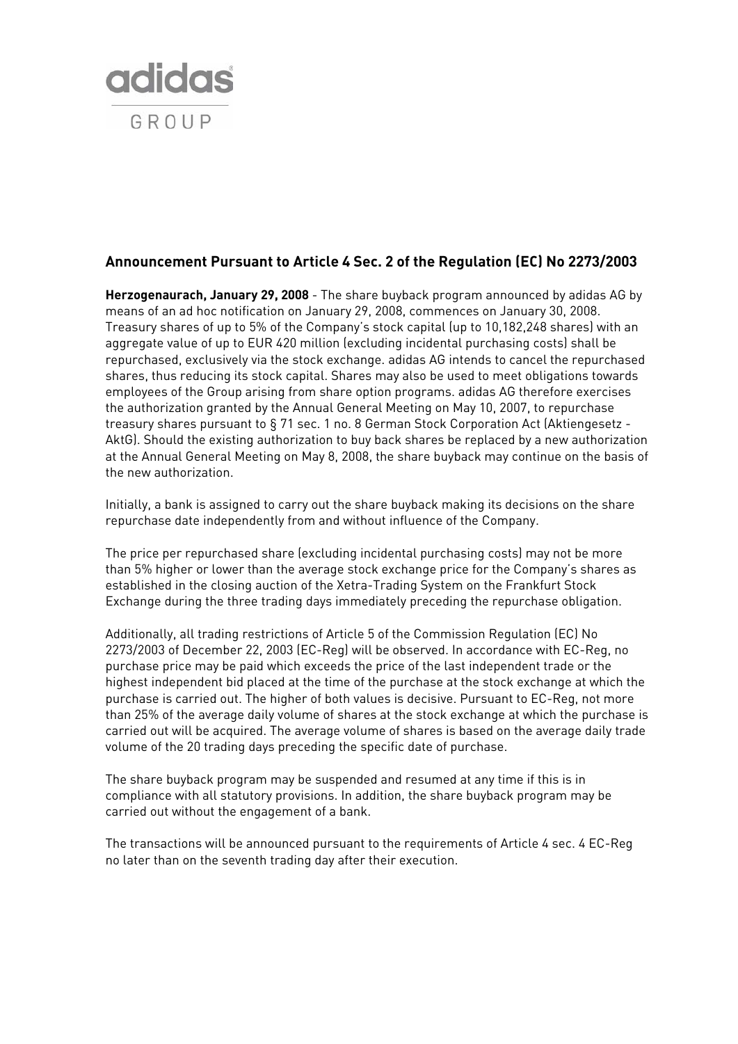adidas GROUP

## Announcement Pursuant to Article 4 Sec. 2 of the Regulation (EC) No 2273/2003

**Herzogenaurach, January 29, 2008** - The share buyback program announced by adidas AG by means of an ad hoc notification on January 29, 2008, commences on January 30, 2008. Treasury shares of up to 5% of the Company's stock capital (up to 10,182,248 shares) with an aggregate value of up to EUR 420 million (excluding incidental purchasing costs) shall be repurchased, exclusively via the stock exchange. adidas AG intends to cancel the repurchased shares, thus reducing its stock capital. Shares may also be used to meet obligations towards employees of the Group arising from share option programs. adidas AG therefore exercises the authorization granted by the Annual General Meeting on May 10, 2007, to repurchase treasury shares pursuant to § 71 sec. 1 no. 8 German Stock Corporation Act (Aktiengesetz - AktG). Should the existing authorization to buy back shares be replaced by a new authorization at the Annual General Meeting on May 8, 2008, the share buyback may continue on the basis of the new authorization.

Initially, a bank is assigned to carry out the share buyback making its decisions on the share repurchase date independently from and without influence of the Company.

The price per repurchased share (excluding incidental purchasing costs) may not be more than 5% higher or lower than the average stock exchange price for the Company's shares as established in the closing auction of the Xetra-Trading System on the Frankfurt Stock Exchange during the three trading days immediately preceding the repurchase obligation.

Additionally, all trading restrictions of Article 5 of the Commission Regulation (EC) No 2273/2003 of December 22, 2003 (EC-Reg) will be observed. In accordance with EC-Reg, no purchase price may be paid which exceeds the price of the last independent trade or the highest independent bid placed at the time of the purchase at the stock exchange at which the purchase is carried out. The higher of both values is decisive. Pursuant to EC-Reg, not more than 25% of the average daily volume of shares at the stock exchange at which the purchase is carried out will be acquired. The average volume of shares is based on the average daily trade volume of the 20 trading days preceding the specific date of purchase.

The share buyback program may be suspended and resumed at any time if this is in compliance with all statutory provisions. In addition, the share buyback program may be carried out without the engagement of a bank.

The transactions will be announced pursuant to the requirements of Article 4 sec. 4 EC-Reg no later than on the seventh trading day after their execution.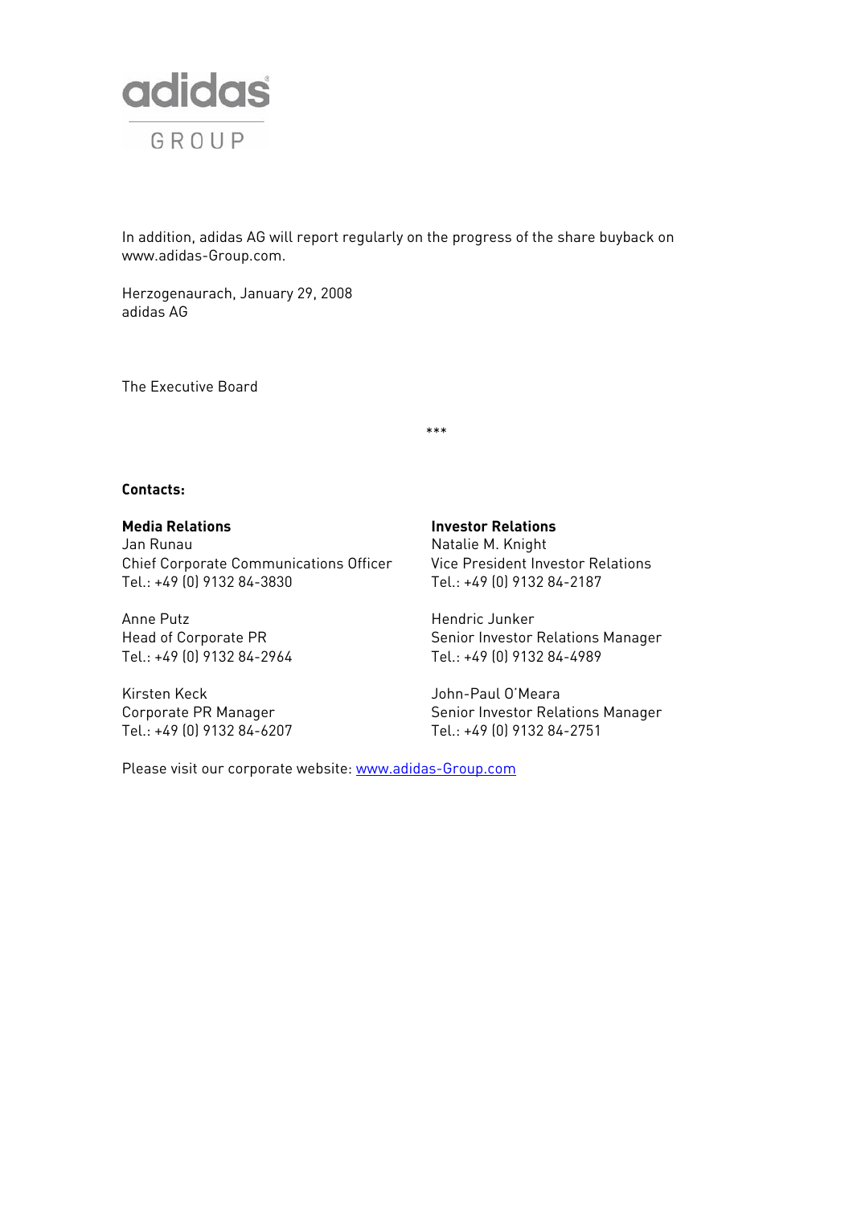In addition, adidas AG will report regularly on the progress of the share buyback on www.adidas-Group.com.

Herzogenaurach, January 29, 2008
adidas AG

The Executive Board

***

**Contacts:**

**Media Relations**
Jan Runau
Chief Corporate Communications Officer
Tel.: +49 (0) 9132 84-3830

Anne Putz
Head of Corporate PR
Tel.: +49 (0) 9132 84-2964

Kirsten Keck
Corporate PR Manager
Tel.: +49 (0) 9132 84-6207

**Investor Relations**
Natalie M. Knight
Vice President Investor Relations
Tel.: +49 (0) 9132 84-2187

Hendric Junker
Senior Investor Relations Manager
Tel.: +49 (0) 9132 84-4989

John-Paul O'Meara
Senior Investor Relations Manager
Tel.: +49 (0) 9132 84-2751

Please visit our corporate website: www.adidas-Group.com